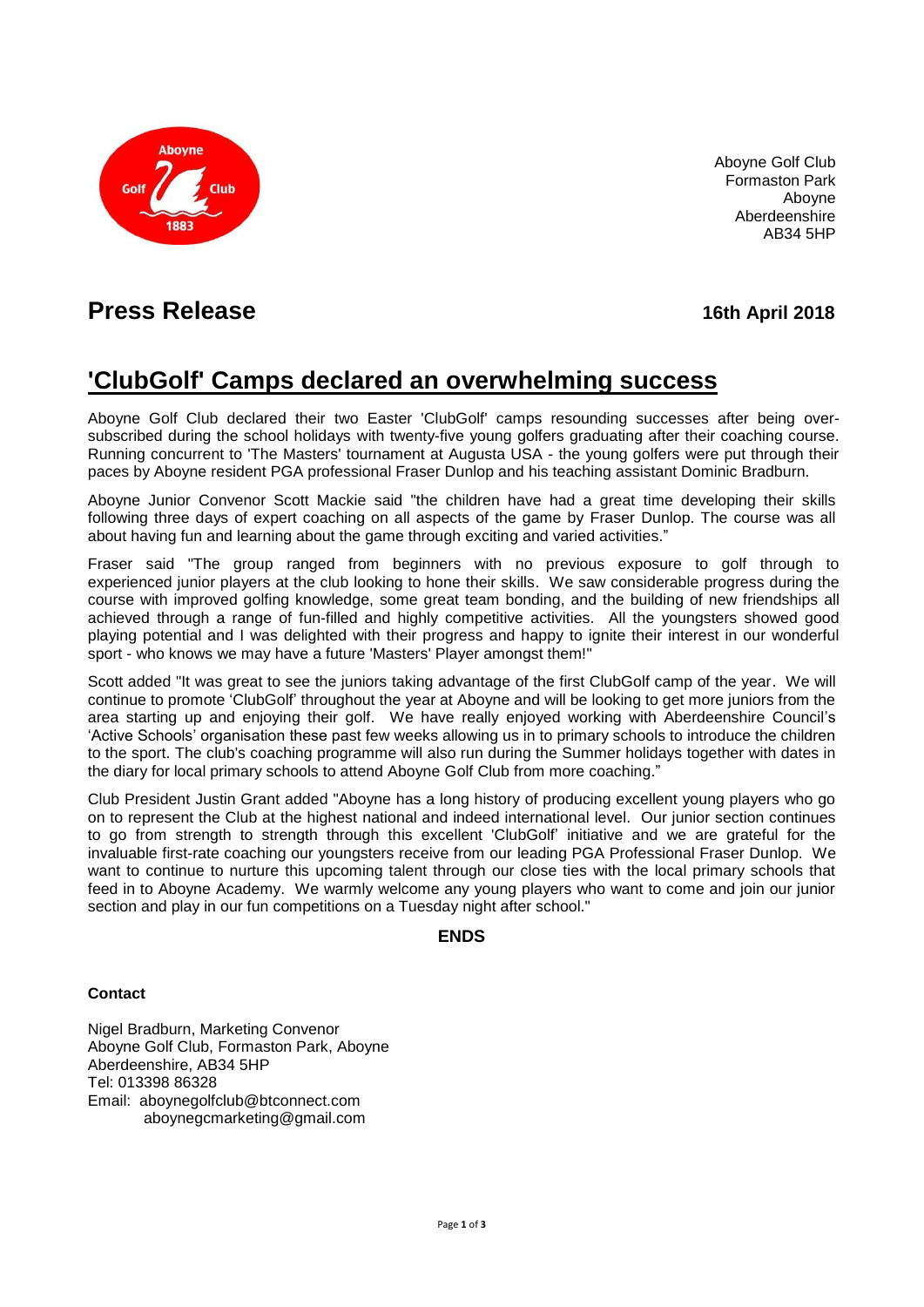Aboyne Golf Club
Formaston Park
Aboyne
Aberdeenshire
AB34 5HP

# Press Release

**16th April 2018**

## 'ClubGolf' Camps declared an overwhelming success

Aboyne Golf Club declared their two Easter 'ClubGolf' camps resounding successes after being over-subscribed during the school holidays with twenty-five young golfers graduating after their coaching course. Running concurrent to 'The Masters' tournament at Augusta USA - the young golfers were put through their paces by Aboyne resident PGA professional Fraser Dunlop and his teaching assistant Dominic Bradburn.

Aboyne Junior Convenor Scott Mackie said "the children have had a great time developing their skills following three days of expert coaching on all aspects of the game by Fraser Dunlop. The course was all about having fun and learning about the game through exciting and varied activities."

Fraser said "The group ranged from beginners with no previous exposure to golf through to experienced junior players at the club looking to hone their skills. We saw considerable progress during the course with improved golfing knowledge, some great team bonding, and the building of new friendships all achieved through a range of fun-filled and highly competitive activities. All the youngsters showed good playing potential and I was delighted with their progress and happy to ignite their interest in our wonderful sport - who knows we may have a future 'Masters' Player amongst them!"

Scott added "It was great to see the juniors taking advantage of the first ClubGolf camp of the year. We will continue to promote 'ClubGolf' throughout the year at Aboyne and will be looking to get more juniors from the area starting up and enjoying their golf. We have really enjoyed working with Aberdeenshire Council's 'Active Schools' organisation these past few weeks allowing us in to primary schools to introduce the children to the sport. The club's coaching programme will also run during the Summer holidays together with dates in the diary for local primary schools to attend Aboyne Golf Club from more coaching."

Club President Justin Grant added "Aboyne has a long history of producing excellent young players who go on to represent the Club at the highest national and indeed international level. Our junior section continues to go from strength to strength through this excellent 'ClubGolf' initiative and we are grateful for the invaluable first-rate coaching our youngsters receive from our leading PGA Professional Fraser Dunlop. We want to continue to nurture this upcoming talent through our close ties with the local primary schools that feed in to Aboyne Academy. We warmly welcome any young players who want to come and join our junior section and play in our fun competitions on a Tuesday night after school."

**ENDS**

**Contact**

Nigel Bradburn, Marketing Convenor
Aboyne Golf Club, Formaston Park, Aboyne
Aberdeenshire, AB34 5HP
Tel: 013398 86328
Email: aboynegolfclub@btconnect.com
aboynegcmarketing@gmail.com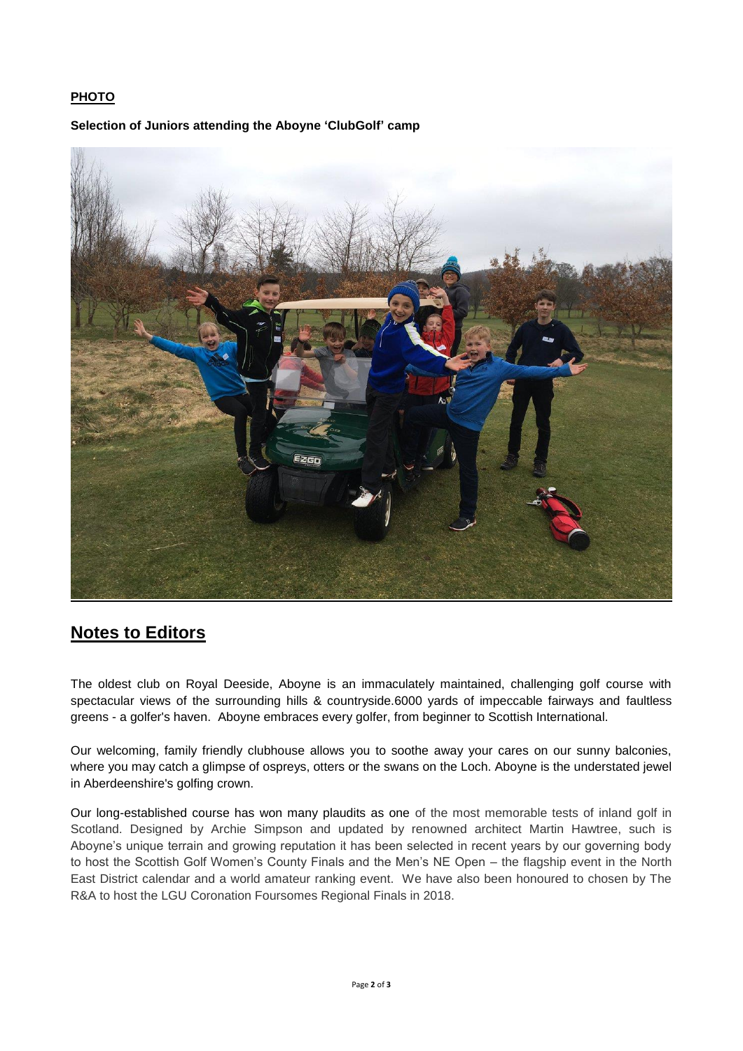**PHOTO**

**Selection of Juniors attending the Aboyne 'ClubGolf' camp**

## Notes to Editors

The oldest club on Royal Deeside, Aboyne is an immaculately maintained, challenging golf course with spectacular views of the surrounding hills & countryside.6000 yards of impeccable fairways and faultless greens - a golfer's haven. Aboyne embraces every golfer, from beginner to Scottish International.

Our welcoming, family friendly clubhouse allows you to soothe away your cares on our sunny balconies, where you may catch a glimpse of ospreys, otters or the swans on the Loch. Aboyne is the understated jewel in Aberdeenshire's golfing crown.

Our long-established course has won many plaudits as one of the most memorable tests of inland golf in Scotland. Designed by Archie Simpson and updated by renowned architect Martin Hawtree, such is Aboyne's unique terrain and growing reputation it has been selected in recent years by our governing body to host the Scottish Golf Women's County Finals and the Men's NE Open – the flagship event in the North East District calendar and a world amateur ranking event. We have also been honoured to chosen by The R&A to host the LGU Coronation Foursomes Regional Finals in 2018.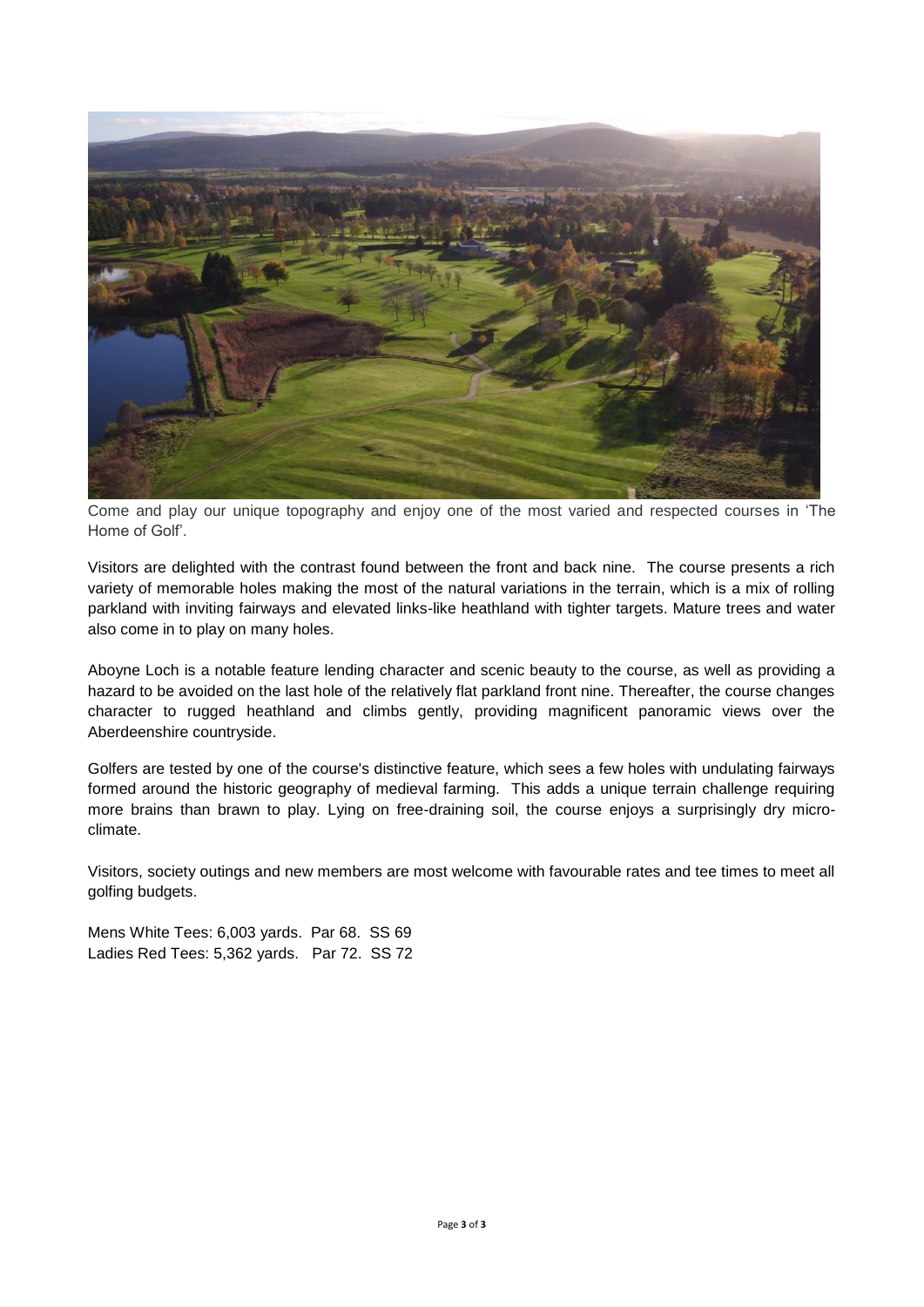Come and play our unique topography and enjoy one of the most varied and respected courses in 'The Home of Golf'.

Visitors are delighted with the contrast found between the front and back nine. The course presents a rich variety of memorable holes making the most of the natural variations in the terrain, which is a mix of rolling parkland with inviting fairways and elevated links-like heathland with tighter targets. Mature trees and water also come in to play on many holes.

Aboyne Loch is a notable feature lending character and scenic beauty to the course, as well as providing a hazard to be avoided on the last hole of the relatively flat parkland front nine. Thereafter, the course changes character to rugged heathland and climbs gently, providing magnificent panoramic views over the Aberdeenshire countryside.

Golfers are tested by one of the course's distinctive feature, which sees a few holes with undulating fairways formed around the historic geography of medieval farming. This adds a unique terrain challenge requiring more brains than brawn to play. Lying on free-draining soil, the course enjoys a surprisingly dry micro-climate.

Visitors, society outings and new members are most welcome with favourable rates and tee times to meet all golfing budgets.

Mens White Tees: 6,003 yards. Par 68. SS 69
Ladies Red Tees: 5,362 yards. Par 72. SS 72